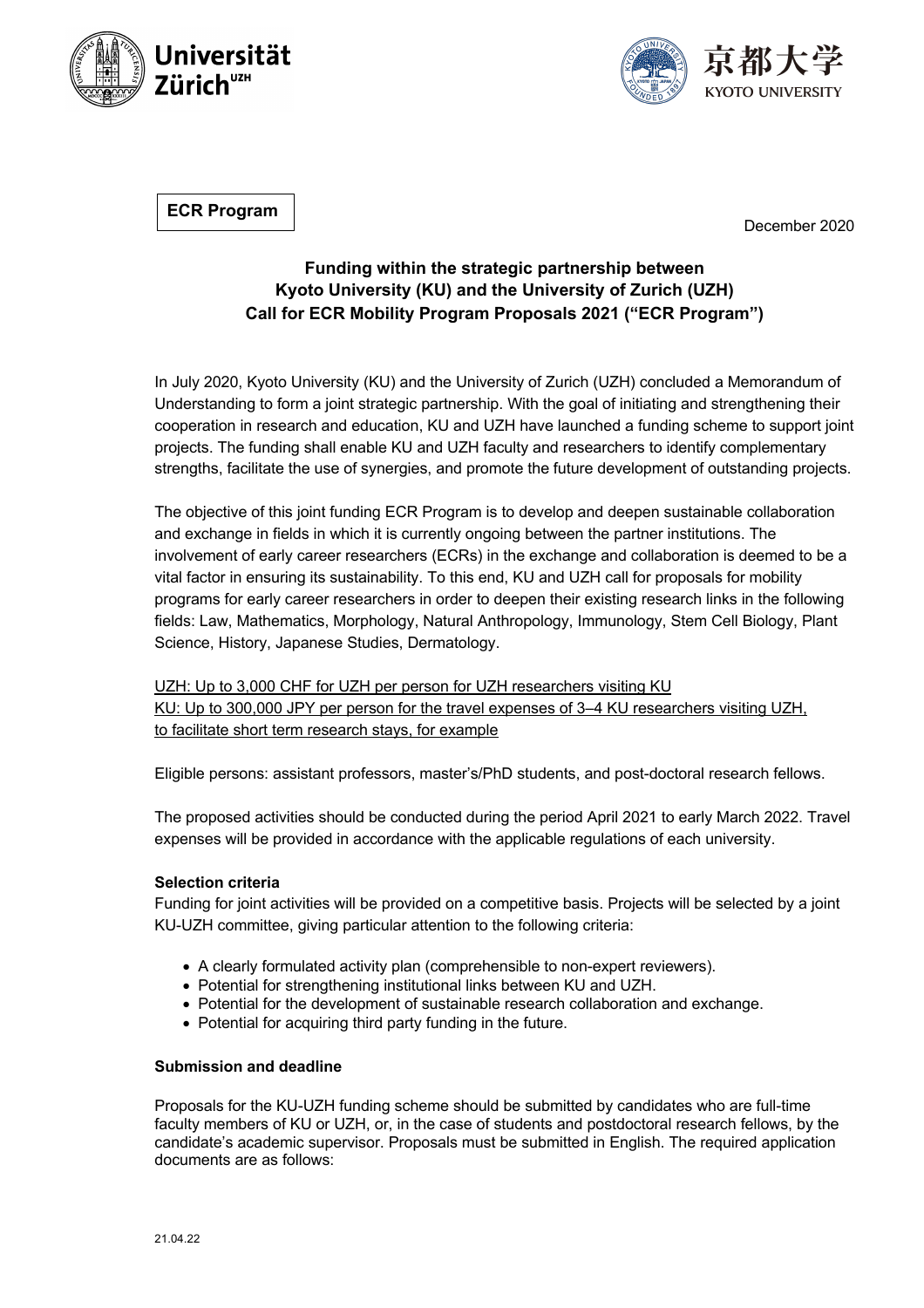Universität Zürich[UZH]

京都大学 KYOTO UNIVERSITY

**ECR Program**

December 2020

## Funding within the strategic partnership between Kyoto University (KU) and the University of Zurich (UZH) Call for ECR Mobility Program Proposals 2021 ("ECR Program")

In July 2020, Kyoto University (KU) and the University of Zurich (UZH) concluded a Memorandum of Understanding to form a joint strategic partnership. With the goal of initiating and strengthening their cooperation in research and education, KU and UZH have launched a funding scheme to support joint projects. The funding shall enable KU and UZH faculty and researchers to identify complementary strengths, facilitate the use of synergies, and promote the future development of outstanding projects.

The objective of this joint funding ECR Program is to develop and deepen sustainable collaboration and exchange in fields in which it is currently ongoing between the partner institutions. The involvement of early career researchers (ECRs) in the exchange and collaboration is deemed to be a vital factor in ensuring its sustainability. To this end, KU and UZH call for proposals for mobility programs for early career researchers in order to deepen their existing research links in the following fields: Law, Mathematics, Morphology, Natural Anthropology, Immunology, Stem Cell Biology, Plant Science, History, Japanese Studies, Dermatology.

UZH: Up to 3,000 CHF for UZH per person for UZH researchers visiting KU
KU: Up to 300,000 JPY per person for the travel expenses of 3–4 KU researchers visiting UZH, to facilitate short term research stays, for example

Eligible persons: assistant professors, master's/PhD students, and post-doctoral research fellows.

The proposed activities should be conducted during the period April 2021 to early March 2022. Travel expenses will be provided in accordance with the applicable regulations of each university.

### Selection criteria

Funding for joint activities will be provided on a competitive basis. Projects will be selected by a joint KU-UZH committee, giving particular attention to the following criteria:

- A clearly formulated activity plan (comprehensible to non-expert reviewers).
- Potential for strengthening institutional links between KU and UZH.
- Potential for the development of sustainable research collaboration and exchange.
- Potential for acquiring third party funding in the future.

### Submission and deadline

Proposals for the KU-UZH funding scheme should be submitted by candidates who are full-time faculty members of KU or UZH, or, in the case of students and postdoctoral research fellows, by the candidate's academic supervisor. Proposals must be submitted in English. The required application documents are as follows:

21.04.22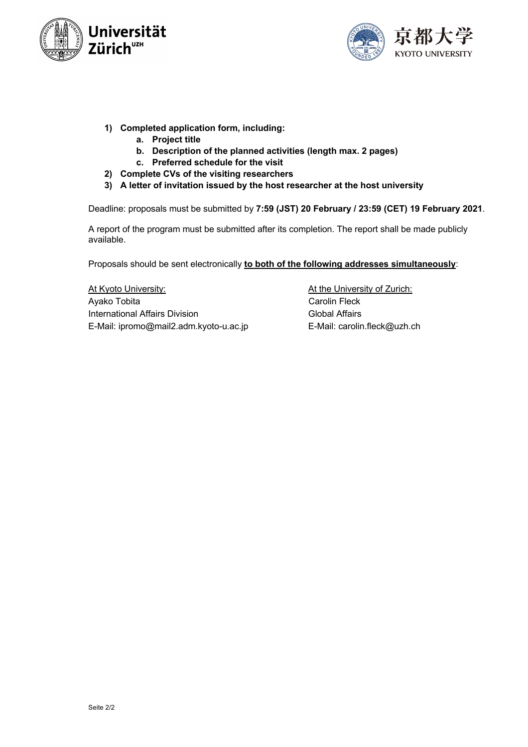1) **Completed application form, including:**
    a. **Project title**
    b. **Description of the planned activities (length max. 2 pages)**
    c. **Preferred schedule for the visit**
2) **Complete CVs of the visiting researchers**
3) **A letter of invitation issued by the host researcher at the host university**

Deadline: proposals must be submitted by **7:59 (JST) 20 February / 23:59 (CET) 19 February 2021**.

A report of the program must be submitted after its completion. The report shall be made publicly available.

Proposals should be sent electronically **to both of the following addresses simultaneously**:

At Kyoto University:
Ayako Tobita
International Affairs Division
E-Mail: ipromo@mail2.adm.kyoto-u.ac.jp

At the University of Zurich:
Carolin Fleck
Global Affairs
E-Mail: carolin.fleck@uzh.ch